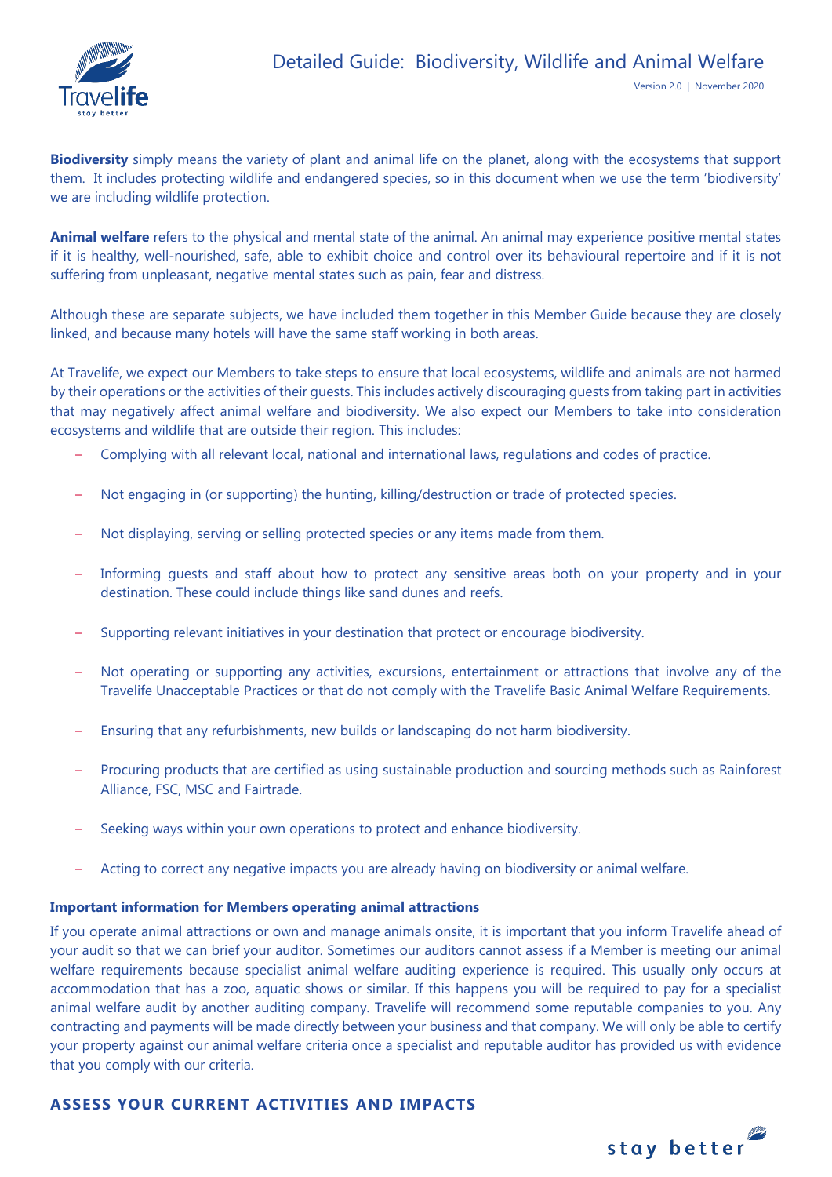# Detailed Guide: Biodiversity, Wildlife and Animal Welfare

Version 2.0 | November 2020

**Biodiversity** simply means the variety of plant and animal life on the planet, along with the ecosystems that support them. It includes protecting wildlife and endangered species, so in this document when we use the term 'biodiversity' we are including wildlife protection.

**Animal welfare** refers to the physical and mental state of the animal. An animal may experience positive mental states if it is healthy, well-nourished, safe, able to exhibit choice and control over its behavioural repertoire and if it is not suffering from unpleasant, negative mental states such as pain, fear and distress.

Although these are separate subjects, we have included them together in this Member Guide because they are closely linked, and because many hotels will have the same staff working in both areas.

At Travelife, we expect our Members to take steps to ensure that local ecosystems, wildlife and animals are not harmed by their operations or the activities of their guests. This includes actively discouraging guests from taking part in activities that may negatively affect animal welfare and biodiversity. We also expect our Members to take into consideration ecosystems and wildlife that are outside their region. This includes:

- Complying with all relevant local, national and international laws, regulations and codes of practice.
- Not engaging in (or supporting) the hunting, killing/destruction or trade of protected species.
- Not displaying, serving or selling protected species or any items made from them.
- Informing guests and staff about how to protect any sensitive areas both on your property and in your destination. These could include things like sand dunes and reefs.
- Supporting relevant initiatives in your destination that protect or encourage biodiversity.
- Not operating or supporting any activities, excursions, entertainment or attractions that involve any of the Travelife Unacceptable Practices or that do not comply with the Travelife Basic Animal Welfare Requirements.
- Ensuring that any refurbishments, new builds or landscaping do not harm biodiversity.
- Procuring products that are certified as using sustainable production and sourcing methods such as Rainforest Alliance, FSC, MSC and Fairtrade.
- Seeking ways within your own operations to protect and enhance biodiversity.
- Acting to correct any negative impacts you are already having on biodiversity or animal welfare.

### Important information for Members operating animal attractions

If you operate animal attractions or own and manage animals onsite, it is important that you inform Travelife ahead of your audit so that we can brief your auditor. Sometimes our auditors cannot assess if a Member is meeting our animal welfare requirements because specialist animal welfare auditing experience is required. This usually only occurs at accommodation that has a zoo, aquatic shows or similar. If this happens you will be required to pay for a specialist animal welfare audit by another auditing company. Travelife will recommend some reputable companies to you. Any contracting and payments will be made directly between your business and that company. We will only be able to certify your property against our animal welfare criteria once a specialist and reputable auditor has provided us with evidence that you comply with our criteria.

## ASSESS YOUR CURRENT ACTIVITIES AND IMPACTS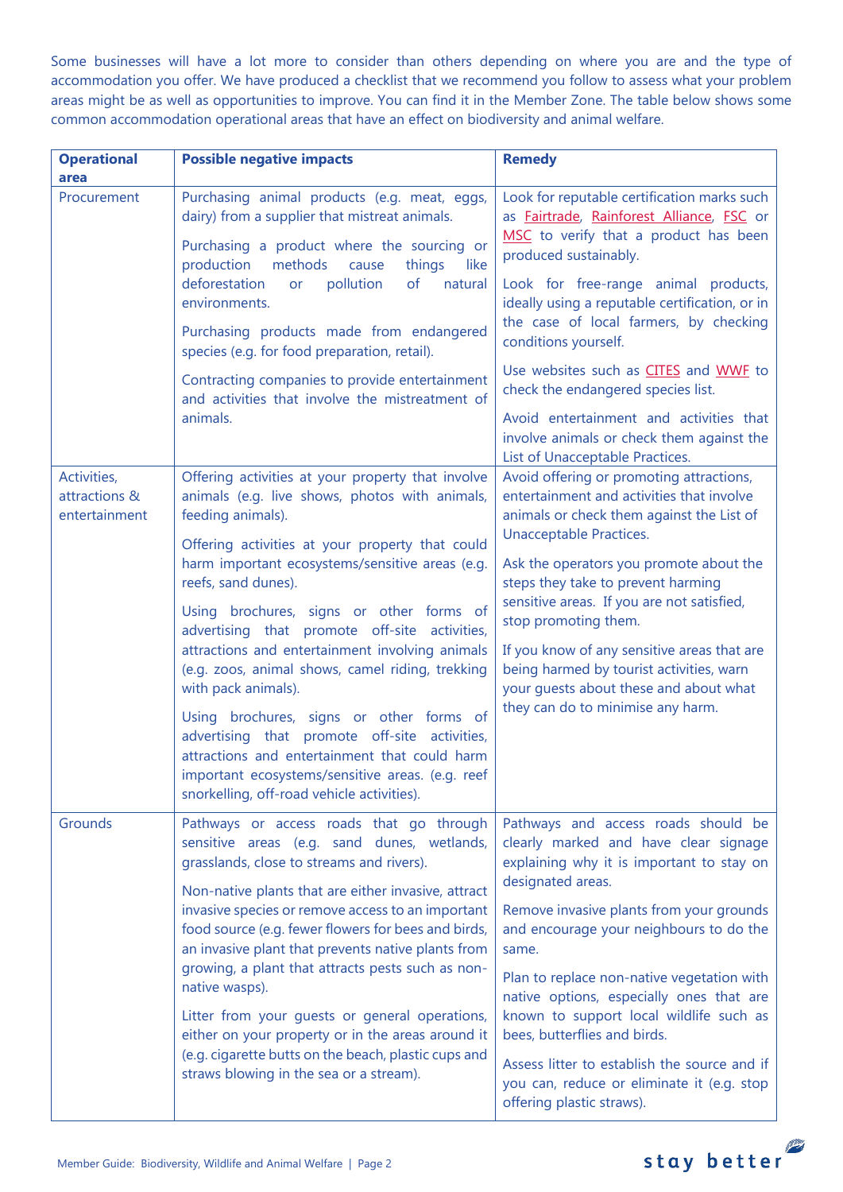Some businesses will have a lot more to consider than others depending on where you are and the type of accommodation you offer. We have produced a checklist that we recommend you follow to assess what your problem areas might be as well as opportunities to improve. You can find it in the Member Zone. The table below shows some common accommodation operational areas that have an effect on biodiversity and animal welfare.

| Operational area | Possible negative impacts | Remedy |
|---|---|---|
| Procurement | Purchasing animal products (e.g. meat, eggs, dairy) from a supplier that mistreat animals.<br><br>Purchasing a product where the sourcing or production methods cause things like deforestation or pollution of natural environments.<br><br>Purchasing products made from endangered species (e.g. for food preparation, retail).<br><br>Contracting companies to provide entertainment and activities that involve the mistreatment of animals. | Look for reputable certification marks such as Fairtrade, Rainforest Alliance, FSC or MSC to verify that a product has been produced sustainably.<br><br>Look for free-range animal products, ideally using a reputable certification, or in the case of local farmers, by checking conditions yourself.<br><br>Use websites such as CITES and WWF to check the endangered species list.<br><br>Avoid entertainment and activities that involve animals or check them against the List of Unacceptable Practices. |
| Activities, attractions & entertainment | Offering activities at your property that involve animals (e.g. live shows, photos with animals, feeding animals).<br><br>Offering activities at your property that could harm important ecosystems/sensitive areas (e.g. reefs, sand dunes).<br><br>Using brochures, signs or other forms of advertising that promote off-site activities, attractions and entertainment involving animals (e.g. zoos, animal shows, camel riding, trekking with pack animals).<br><br>Using brochures, signs or other forms of advertising that promote off-site activities, attractions and entertainment that could harm important ecosystems/sensitive areas. (e.g. reef snorkelling, off-road vehicle activities). | Avoid offering or promoting attractions, entertainment and activities that involve animals or check them against the List of Unacceptable Practices.<br><br>Ask the operators you promote about the steps they take to prevent harming sensitive areas. If you are not satisfied, stop promoting them.<br><br>If you know of any sensitive areas that are being harmed by tourist activities, warn your guests about these and about what they can do to minimise any harm. |
| Grounds | Pathways or access roads that go through sensitive areas (e.g. sand dunes, wetlands, grasslands, close to streams and rivers).<br><br>Non-native plants that are either invasive, attract invasive species or remove access to an important food source (e.g. fewer flowers for bees and birds, an invasive plant that prevents native plants from growing, a plant that attracts pests such as non-native wasps).<br><br>Litter from your guests or general operations, either on your property or in the areas around it (e.g. cigarette butts on the beach, plastic cups and straws blowing in the sea or a stream). | Pathways and access roads should be clearly marked and have clear signage explaining why it is important to stay on designated areas.<br><br>Remove invasive plants from your grounds and encourage your neighbours to do the same.<br><br>Plan to replace non-native vegetation with native options, especially ones that are known to support local wildlife such as bees, butterflies and birds.<br><br>Assess litter to establish the source and if you can, reduce or eliminate it (e.g. stop offering plastic straws). |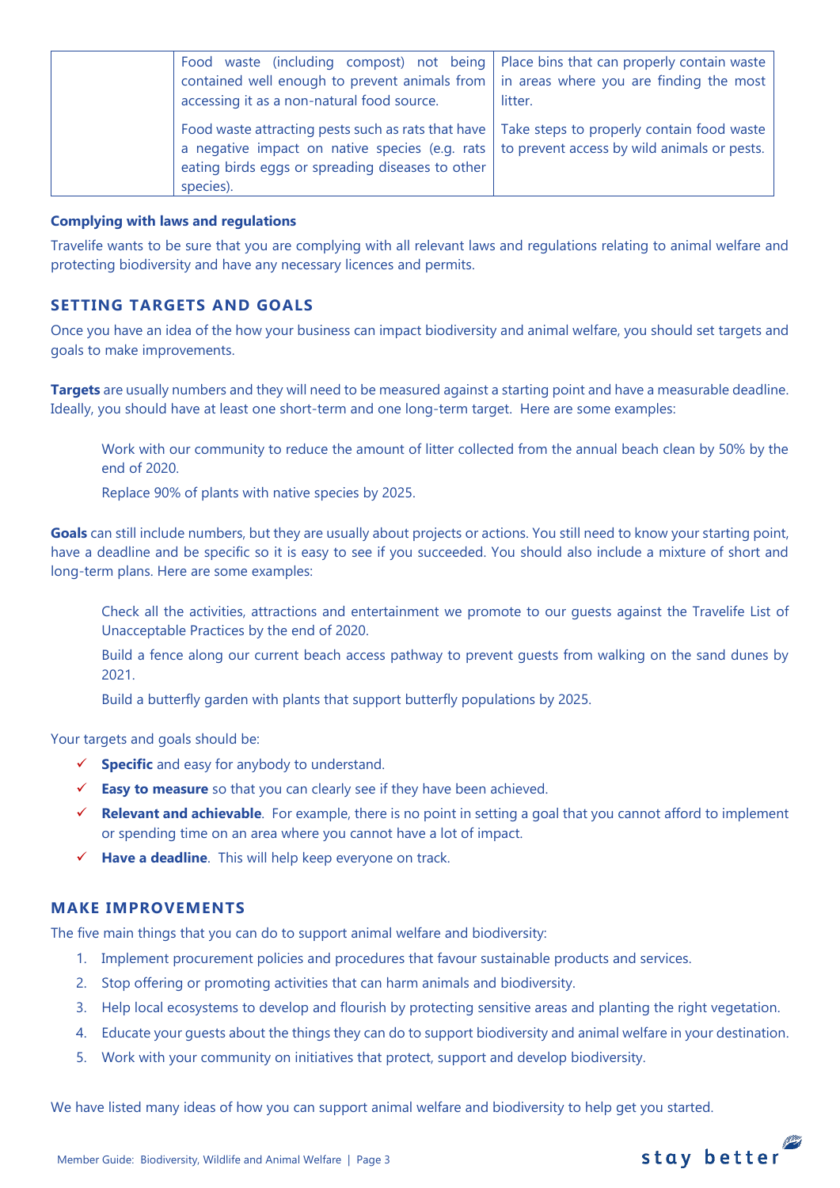| | | |
|---|---|---|
| | Food waste (including compost) not being contained well enough to prevent animals from accessing it as a non-natural food source. | Place bins that can properly contain waste in areas where you are finding the most litter. |
| | Food waste attracting pests such as rats that have a negative impact on native species (e.g. rats eating birds eggs or spreading diseases to other species). | Take steps to properly contain food waste to prevent access by wild animals or pests. |

**Complying with laws and regulations**

Travelife wants to be sure that you are complying with all relevant laws and regulations relating to animal welfare and protecting biodiversity and have any necessary licences and permits.

## SETTING TARGETS AND GOALS

Once you have an idea of the how your business can impact biodiversity and animal welfare, you should set targets and goals to make improvements.

**Targets** are usually numbers and they will need to be measured against a starting point and have a measurable deadline. Ideally, you should have at least one short-term and one long-term target. Here are some examples:

> Work with our community to reduce the amount of litter collected from the annual beach clean by 50% by the end of 2020.
>
> Replace 90% of plants with native species by 2025.

**Goals** can still include numbers, but they are usually about projects or actions. You still need to know your starting point, have a deadline and be specific so it is easy to see if you succeeded. You should also include a mixture of short and long-term plans. Here are some examples:

> Check all the activities, attractions and entertainment we promote to our guests against the Travelife List of Unacceptable Practices by the end of 2020.
>
> Build a fence along our current beach access pathway to prevent guests from walking on the sand dunes by 2021.
>
> Build a butterfly garden with plants that support butterfly populations by 2025.

Your targets and goals should be:

- ✓ **Specific** and easy for anybody to understand.
- ✓ **Easy to measure** so that you can clearly see if they have been achieved.
- ✓ **Relevant and achievable**. For example, there is no point in setting a goal that you cannot afford to implement or spending time on an area where you cannot have a lot of impact.
- ✓ **Have a deadline**. This will help keep everyone on track.

## MAKE IMPROVEMENTS

The five main things that you can do to support animal welfare and biodiversity:

1. Implement procurement policies and procedures that favour sustainable products and services.
2. Stop offering or promoting activities that can harm animals and biodiversity.
3. Help local ecosystems to develop and flourish by protecting sensitive areas and planting the right vegetation.
4. Educate your guests about the things they can do to support biodiversity and animal welfare in your destination.
5. Work with your community on initiatives that protect, support and develop biodiversity.

We have listed many ideas of how you can support animal welfare and biodiversity to help get you started.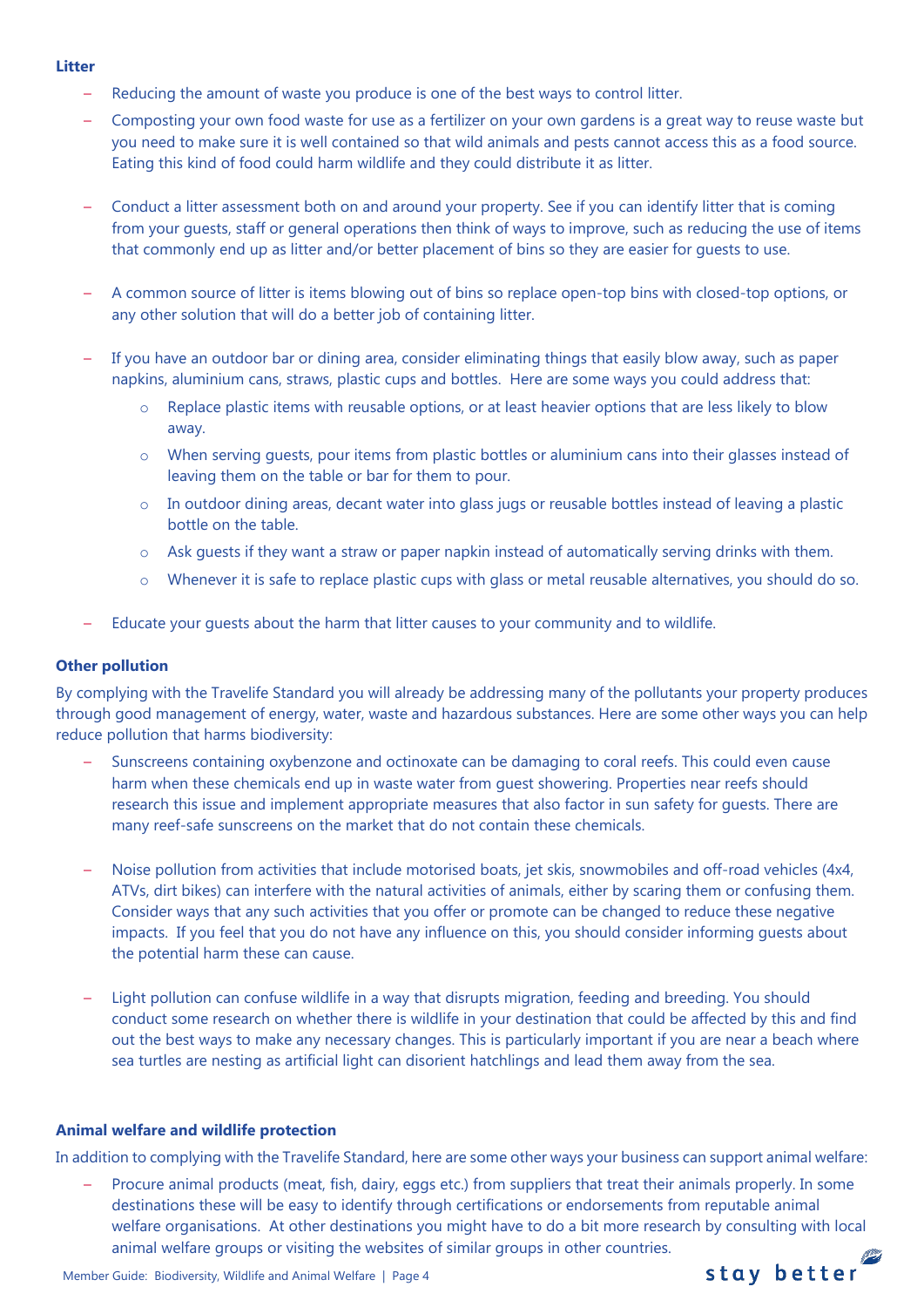**Litter**

- Reducing the amount of waste you produce is one of the best ways to control litter.
- Composting your own food waste for use as a fertilizer on your own gardens is a great way to reuse waste but you need to make sure it is well contained so that wild animals and pests cannot access this as a food source. Eating this kind of food could harm wildlife and they could distribute it as litter.
- Conduct a litter assessment both on and around your property. See if you can identify litter that is coming from your guests, staff or general operations then think of ways to improve, such as reducing the use of items that commonly end up as litter and/or better placement of bins so they are easier for guests to use.
- A common source of litter is items blowing out of bins so replace open-top bins with closed-top options, or any other solution that will do a better job of containing litter.
- If you have an outdoor bar or dining area, consider eliminating things that easily blow away, such as paper napkins, aluminium cans, straws, plastic cups and bottles. Here are some ways you could address that:
    - Replace plastic items with reusable options, or at least heavier options that are less likely to blow away.
    - When serving guests, pour items from plastic bottles or aluminium cans into their glasses instead of leaving them on the table or bar for them to pour.
    - In outdoor dining areas, decant water into glass jugs or reusable bottles instead of leaving a plastic bottle on the table.
    - Ask guests if they want a straw or paper napkin instead of automatically serving drinks with them.
    - Whenever it is safe to replace plastic cups with glass or metal reusable alternatives, you should do so.
- Educate your guests about the harm that litter causes to your community and to wildlife.

**Other pollution**

By complying with the Travelife Standard you will already be addressing many of the pollutants your property produces through good management of energy, water, waste and hazardous substances. Here are some other ways you can help reduce pollution that harms biodiversity:

- Sunscreens containing oxybenzone and octinoxate can be damaging to coral reefs. This could even cause harm when these chemicals end up in waste water from guest showering. Properties near reefs should research this issue and implement appropriate measures that also factor in sun safety for guests. There are many reef-safe sunscreens on the market that do not contain these chemicals.
- Noise pollution from activities that include motorised boats, jet skis, snowmobiles and off-road vehicles (4x4, ATVs, dirt bikes) can interfere with the natural activities of animals, either by scaring them or confusing them. Consider ways that any such activities that you offer or promote can be changed to reduce these negative impacts. If you feel that you do not have any influence on this, you should consider informing guests about the potential harm these can cause.
- Light pollution can confuse wildlife in a way that disrupts migration, feeding and breeding. You should conduct some research on whether there is wildlife in your destination that could be affected by this and find out the best ways to make any necessary changes. This is particularly important if you are near a beach where sea turtles are nesting as artificial light can disorient hatchlings and lead them away from the sea.

**Animal welfare and wildlife protection**

In addition to complying with the Travelife Standard, here are some other ways your business can support animal welfare:

- Procure animal products (meat, fish, dairy, eggs etc.) from suppliers that treat their animals properly. In some destinations these will be easy to identify through certifications or endorsements from reputable animal welfare organisations. At other destinations you might have to do a bit more research by consulting with local animal welfare groups or visiting the websites of similar groups in other countries.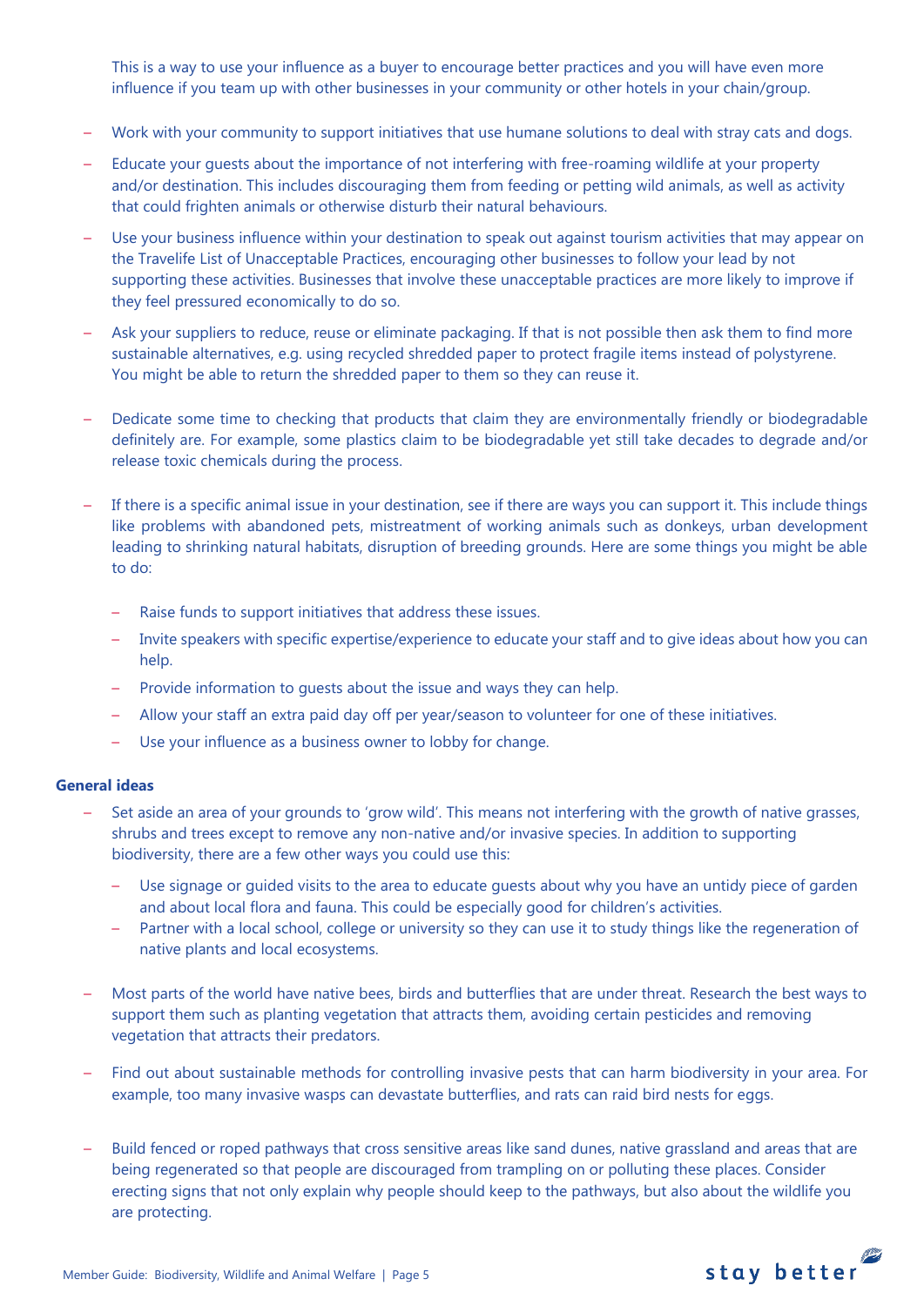This is a way to use your influence as a buyer to encourage better practices and you will have even more influence if you team up with other businesses in your community or other hotels in your chain/group.

- Work with your community to support initiatives that use humane solutions to deal with stray cats and dogs.
- Educate your guests about the importance of not interfering with free-roaming wildlife at your property and/or destination. This includes discouraging them from feeding or petting wild animals, as well as activity that could frighten animals or otherwise disturb their natural behaviours.
- Use your business influence within your destination to speak out against tourism activities that may appear on the Travelife List of Unacceptable Practices, encouraging other businesses to follow your lead by not supporting these activities. Businesses that involve these unacceptable practices are more likely to improve if they feel pressured economically to do so.
- Ask your suppliers to reduce, reuse or eliminate packaging. If that is not possible then ask them to find more sustainable alternatives, e.g. using recycled shredded paper to protect fragile items instead of polystyrene. You might be able to return the shredded paper to them so they can reuse it.
- Dedicate some time to checking that products that claim they are environmentally friendly or biodegradable definitely are. For example, some plastics claim to be biodegradable yet still take decades to degrade and/or release toxic chemicals during the process.
- If there is a specific animal issue in your destination, see if there are ways you can support it. This include things like problems with abandoned pets, mistreatment of working animals such as donkeys, urban development leading to shrinking natural habitats, disruption of breeding grounds. Here are some things you might be able to do:
  - Raise funds to support initiatives that address these issues.
  - Invite speakers with specific expertise/experience to educate your staff and to give ideas about how you can help.
  - Provide information to guests about the issue and ways they can help.
  - Allow your staff an extra paid day off per year/season to volunteer for one of these initiatives.
  - Use your influence as a business owner to lobby for change.

**General ideas**

- Set aside an area of your grounds to 'grow wild'. This means not interfering with the growth of native grasses, shrubs and trees except to remove any non-native and/or invasive species. In addition to supporting biodiversity, there are a few other ways you could use this:
  - Use signage or guided visits to the area to educate guests about why you have an untidy piece of garden and about local flora and fauna. This could be especially good for children's activities.
  - Partner with a local school, college or university so they can use it to study things like the regeneration of native plants and local ecosystems.
- Most parts of the world have native bees, birds and butterflies that are under threat. Research the best ways to support them such as planting vegetation that attracts them, avoiding certain pesticides and removing vegetation that attracts their predators.
- Find out about sustainable methods for controlling invasive pests that can harm biodiversity in your area. For example, too many invasive wasps can devastate butterflies, and rats can raid bird nests for eggs.
- Build fenced or roped pathways that cross sensitive areas like sand dunes, native grassland and areas that are being regenerated so that people are discouraged from trampling on or polluting these places. Consider erecting signs that not only explain why people should keep to the pathways, but also about the wildlife you are protecting.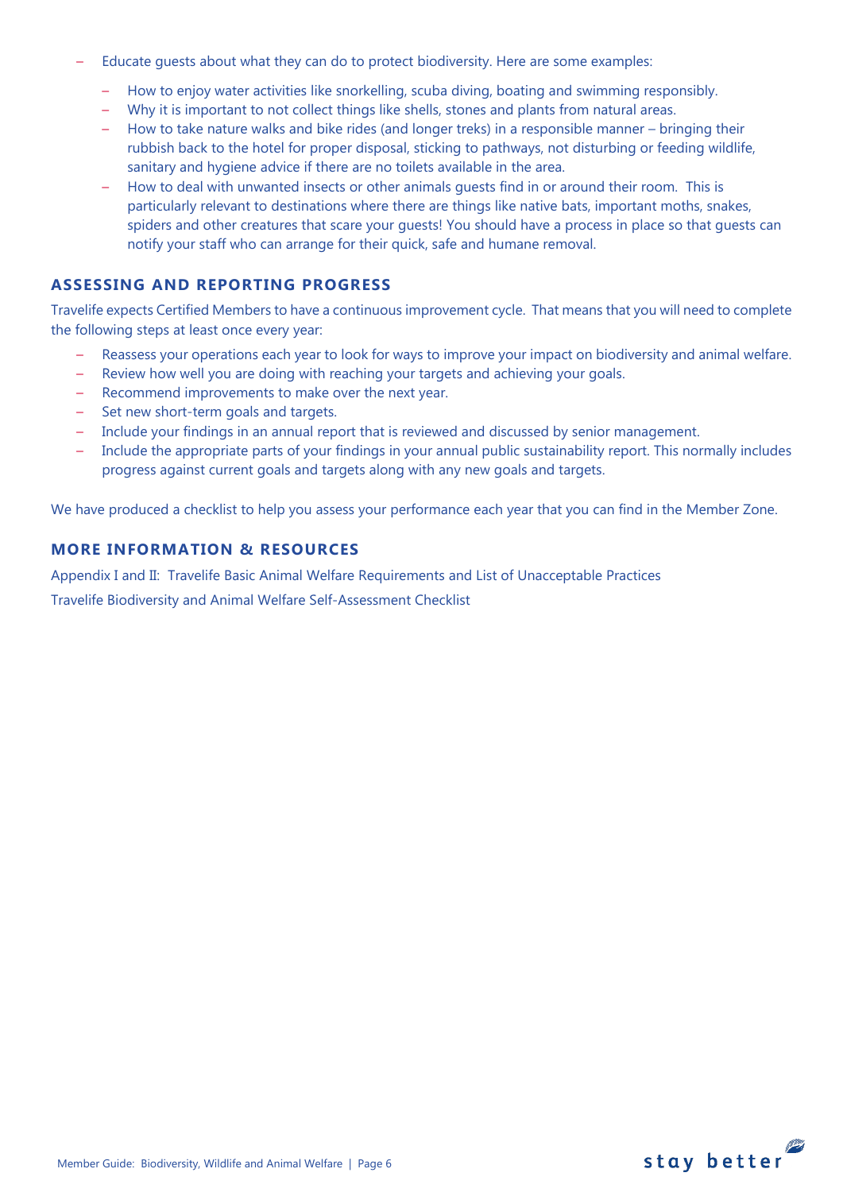- Educate guests about what they can do to protect biodiversity. Here are some examples:
  - How to enjoy water activities like snorkelling, scuba diving, boating and swimming responsibly.
  - Why it is important to not collect things like shells, stones and plants from natural areas.
  - How to take nature walks and bike rides (and longer treks) in a responsible manner – bringing their rubbish back to the hotel for proper disposal, sticking to pathways, not disturbing or feeding wildlife, sanitary and hygiene advice if there are no toilets available in the area.
  - How to deal with unwanted insects or other animals guests find in or around their room. This is particularly relevant to destinations where there are things like native bats, important moths, snakes, spiders and other creatures that scare your guests! You should have a process in place so that guests can notify your staff who can arrange for their quick, safe and humane removal.

## ASSESSING AND REPORTING PROGRESS

Travelife expects Certified Members to have a continuous improvement cycle. That means that you will need to complete the following steps at least once every year:

- Reassess your operations each year to look for ways to improve your impact on biodiversity and animal welfare.
- Review how well you are doing with reaching your targets and achieving your goals.
- Recommend improvements to make over the next year.
- Set new short-term goals and targets.
- Include your findings in an annual report that is reviewed and discussed by senior management.
- Include the appropriate parts of your findings in your annual public sustainability report. This normally includes progress against current goals and targets along with any new goals and targets.

We have produced a checklist to help you assess your performance each year that you can find in the Member Zone.

## MORE INFORMATION & RESOURCES

Appendix I and II: Travelife Basic Animal Welfare Requirements and List of Unacceptable Practices

Travelife Biodiversity and Animal Welfare Self-Assessment Checklist